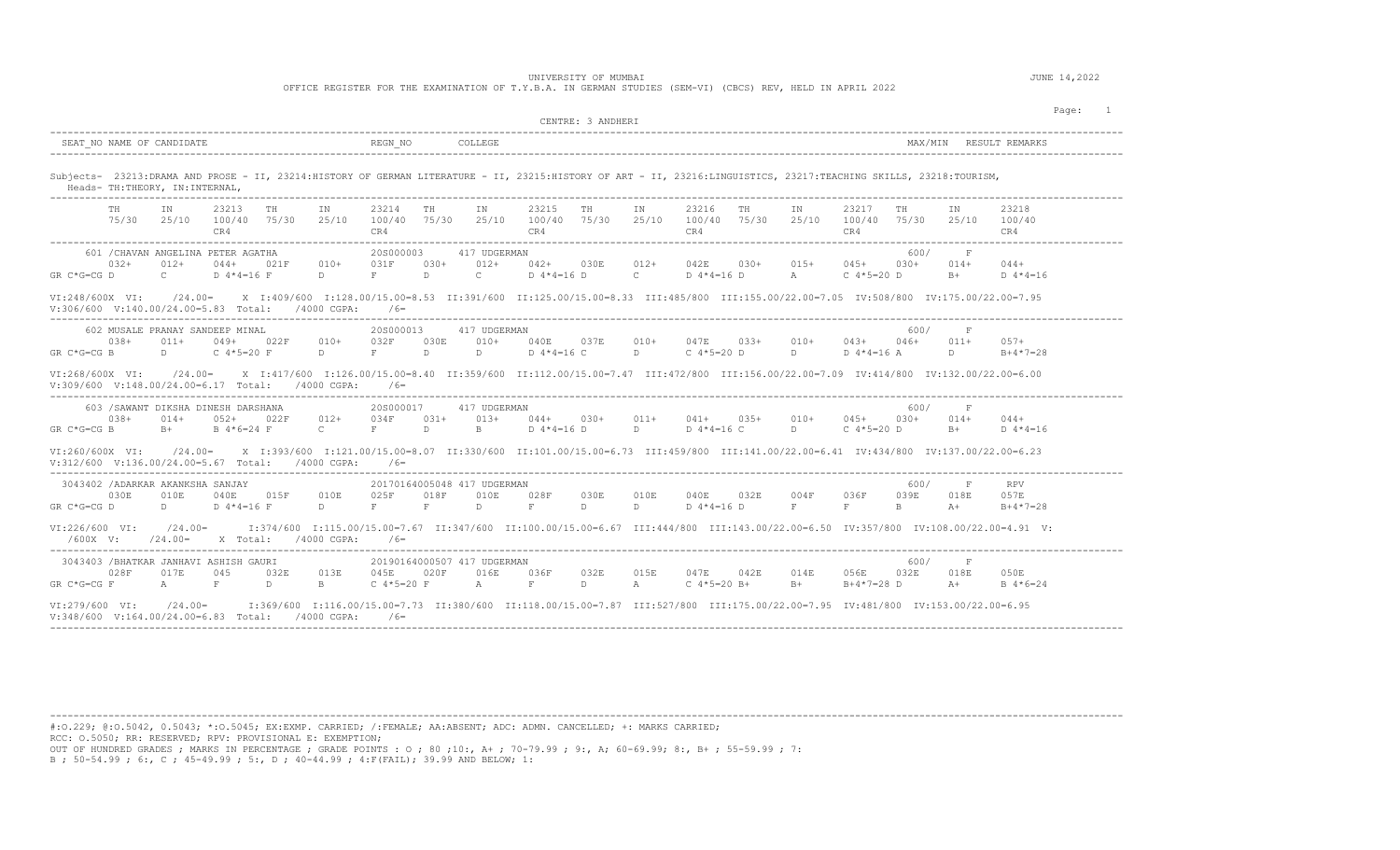UNIVERSITY OF MUMBAI

OFFICE REGISTER FOR THE EXAMINATION OF T.Y.B.A. IN GERMAN STUDIES (SEM-VI) (CBCS) REV, HELD IN APRIL 2022

JUNE 14,2022

CENTRE: 3 ANDHERI

| SEAT_NO | NAME OF CANDIDATE | REGN_NO | COLLEGE | MAX/MIN | RESULT | REMARKS |
|---|---|---|---|---|---|---|

Subjects- 23213:DRAMA AND PROSE - II, 23214:HISTORY OF GERMAN LITERATURE - II, 23215:HISTORY OF ART - II, 23216:LINGUISTICS, 23217:TEACHING SKILLS, 23218:TOURISM,
Heads- TH:THEORY, IN:INTERNAL,

| | TH 75/30 | IN 25/10 | 23213 100/40 CR4 | TH 75/30 | IN 25/10 | 23214 100/40 CR4 | TH 75/30 | IN 25/10 | 23215 100/40 CR4 | TH 75/30 | IN 25/10 | 23216 100/40 CR4 | TH 75/30 | IN 25/10 | 23217 100/40 CR4 | TH 75/30 | IN 25/10 | 23218 100/40 CR4 |
|---|---|---|---|---|---|---|---|---|---|---|---|---|---|---|---|---|---|---|
| **601 /CHAVAN ANGELINA PETER AGATHA** — 20S000003 — 417 UDGERMAN — 600/ F | | | | | | | | | | | | | | | | | | |
| | 032+ | 012+ | 044+ | 021F | 010+ | 031F | 030+ | 012+ | 042+ | 030E | 012+ | 042E | 030+ | 015+ | 045+ | 030+ | 014+ | 044+ |
| GR C*G=CG | D | C | D 4*4=16 | F | D | F | D | C | D 4*4=16 | D | C | D 4*4=16 | D | A | C 4*5=20 | D | B+ | D 4*4=16 |

VI:248/600X VI: /24.00= X I:409/600 I:128.00/15.00=8.53 II:391/600 II:125.00/15.00=8.33 III:485/800 III:155.00/22.00=7.05 IV:508/800 IV:175.00/22.00=7.95
V:306/600 V:140.00/24.00=5.83 Total: /4000 CGPA: /6=

| | TH | IN | 23213 | TH | IN | 23214 | TH | IN | 23215 | TH | IN | 23216 | TH | IN | 23217 | TH | IN | 23218 |
|---|---|---|---|---|---|---|---|---|---|---|---|---|---|---|---|---|---|---|
| **602 MUSALE PRANAY SANDEEP MINAL** — 20S000013 — 417 UDGERMAN — 600/ F | | | | | | | | | | | | | | | | | | |
| | 038+ | 011+ | 049+ | 022F | 010+ | 032F | 030E | 010+ | 040E | 037E | 010+ | 047E | 033+ | 010+ | 043+ | 046+ | 011+ | 057+ |
| GR C*G=CG | B | D | C 4*5=20 | F | D | F | D | D | D 4*4=16 | C | D | C 4*5=20 | D | D | D 4*4=16 | A | D | B+4*7=28 |

VI:268/600X VI: /24.00= X I:417/600 I:126.00/15.00=8.40 II:359/600 II:112.00/15.00=7.47 III:472/800 III:156.00/22.00=7.09 IV:414/800 IV:132.00/22.00=6.00
V:309/600 V:148.00/24.00=6.17 Total: /4000 CGPA: /6=

| | TH | IN | 23213 | TH | IN | 23214 | TH | IN | 23215 | TH | IN | 23216 | TH | IN | 23217 | TH | IN | 23218 |
|---|---|---|---|---|---|---|---|---|---|---|---|---|---|---|---|---|---|---|
| **603 /SAWANT DIKSHA DINESH DARSHANA** — 20S000017 — 417 UDGERMAN — 600/ F | | | | | | | | | | | | | | | | | | |
| | 038+ | 014+ | 052+ | 022F | 012+ | 034F | 031+ | 013+ | 044+ | 030+ | 011+ | 041+ | 035+ | 010+ | 045+ | 030+ | 014+ | 044+ |
| GR C*G=CG | B | B+ | B 4*6=24 | F | C | F | D | B | D 4*4=16 | D | D | D 4*4=16 | C | D | C 4*5=20 | D | B+ | D 4*4=16 |

VI:260/600X VI: /24.00= X I:393/600 I:121.00/15.00=8.07 II:330/600 II:101.00/15.00=6.73 III:459/800 III:141.00/22.00=6.41 IV:434/800 IV:137.00/22.00=6.23
V:312/600 V:136.00/24.00=5.67 Total: /4000 CGPA: /6=

| | TH | IN | 23213 | TH | IN | 23214 | TH | IN | 23215 | TH | IN | 23216 | TH | IN | 23217 | TH | IN | 23218 |
|---|---|---|---|---|---|---|---|---|---|---|---|---|---|---|---|---|---|---|
| **3043402 /ADARKAR AKANKSHA SANJAY** — 201701640005048 — 417 UDGERMAN — 600/ F RPV | | | | | | | | | | | | | | | | | | |
| | 030E | 010E | 040E | 015F | 010E | 025F | 018F | 010E | 028F | 030E | 010E | 040E | 032E | 004F | 036F | 039E | 018E | 057E |
| GR C*G=CG | D | D | D 4*4=16 | F | D | F | F | D | F | D | D | D 4*4=16 | D | F | F | B | A+ | B+4*7=28 |

VI:226/600 VI: /24.00= I:374/600 I:115.00/15.00=7.67 II:347/600 II:100.00/15.00=6.67 III:444/800 III:143.00/22.00=6.50 IV:357/800 IV:108.00/22.00=4.91 V:
/600X V: /24.00= X Total: /4000 CGPA: /6=

| | TH | IN | 23213 | TH | IN | 23214 | TH | IN | 23215 | TH | IN | 23216 | TH | IN | 23217 | TH | IN | 23218 |
|---|---|---|---|---|---|---|---|---|---|---|---|---|---|---|---|---|---|---|
| **3043403 /BHATKAR JANHAVI ASHISH GAURI** — 201901640000507 — 417 UDGERMAN — 600/ F | | | | | | | | | | | | | | | | | | |
| | 028F | 017E | 045 | 032E | 013E | 045E | 020F | 016E | 036F | 032E | 015E | 047E | 042E | 014E | 056E | 032E | 018E | 050E |
| GR C*G=CG | F | A | F | D | B | C 4*5=20 | F | A | F | D | A | C 4*5=20 | B+ | B+ | B+4*7=28 | D | A+ | B 4*6=24 |

VI:279/600 VI: /24.00= I:369/600 I:116.00/15.00=7.73 II:380/600 II:118.00/15.00=7.87 III:527/800 III:175.00/22.00=7.95 IV:481/800 IV:153.00/22.00=6.95
V:348/600 V:164.00/24.00=6.83 Total: /4000 CGPA: /6=

#:O.229; @:O.5042, 0.5043; *:O.5045; EX:EXMP. CARRIED; /:FEMALE; AA:ABSENT; ADC: ADMN. CANCELLED; +: MARKS CARRIED;
RCC: O.5050; RR: RESERVED; RPV: PROVISIONAL E: EXEMPTION;
OUT OF HUNDRED GRADES ; MARKS IN PERCENTAGE ; GRADE POINTS : O ; 80 ;10:, A+ ; 70-79.99 ; 9:, A; 60-69.99; 8:, B+ ; 55-59.99 ; 7:
B ; 50-54.99 ; 6:, C ; 45-49.99 ; 5:, D ; 40-44.99 ; 4:F(FAIL); 39.99 AND BELOW; 1: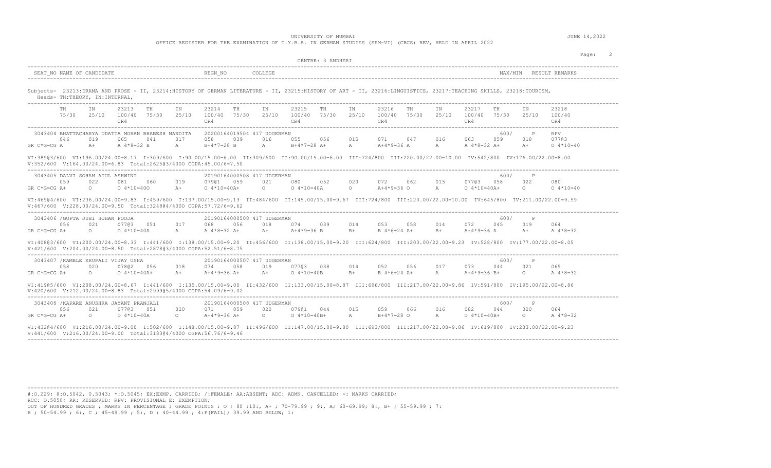UNIVERSITY OF MUMBAI

OFFICE REGISTER FOR THE EXAMINATION OF T.Y.B.A. IN GERMAN STUDIES (SEM-VI) (CBCS) REV, HELD IN APRIL 2022

JUNE 14,2022

CENTRE: 3 ANDHERI

| SEAT_NO | NAME OF CANDIDATE | REGN_NO | COLLEGE | MAX/MIN | RESULT | REMARKS |
|---|---|---|---|---|---|---|

Subjects- 23213:DRAMA AND PROSE - II, 23214:HISTORY OF GERMAN LITERATURE - II, 23215:HISTORY OF ART - II, 23216:LINGUISTICS, 23217:TEACHING SKILLS, 23218:TOURISM,
Heads- TH:THEORY, IN:INTERNAL,

| | TH 75/30 | IN 25/10 | 23213 100/40 CR4 | TH 75/30 | IN 25/10 | 23214 100/40 CR4 | TH 75/30 | IN 25/10 | 23215 100/40 CR4 | TH 75/30 | IN 25/10 | 23216 100/40 CR4 | TH 75/30 | IN 25/10 | 23217 100/40 CR4 | TH 75/30 | IN 25/10 | 23218 100/40 CR4 |
|---|---|---|---|---|---|---|---|---|---|---|---|---|---|---|---|---|---|---|
| 3043404 BHATTACHARYA UDATTA MOHAN BHABESH NANDITA / 20200164019504 / 417 UDGERMAN / 600/ / P / RPV | 046 | 019 | 065 | 041 | 017 | 058 | 039 | 016 | 055 | 056 | 015 | 071 | 047 | 016 | 063 | 059 | 018 | 077@3 |
| GR C*G=CG | A | A+ | A 4*8=32 | B | A | B+4*7=28 | B | A | B+4*7=28 | A+ | A | A+4*9=36 | A | A | A 4*8=32 | A+ | A+ | O 4*10=40 |

VI:389@3/600 VI:196.00/24.00=8.17 I:309/600 I:90.00/15.00=6.00 II:309/600 II:90.00/15.00=6.00 III:724/800 III:220.00/22.00=10.00 IV:542/800 IV:176.00/22.00=8.00
V:352/600 V:164.00/24.00=6.83 Total:2625@3/4000 CGPA:45.00/6=7.50

| | TH | IN | 23213 | TH | IN | 23214 | TH | IN | 23215 | TH | IN | 23216 | TH | IN | 23217 | TH | IN | 23218 |
|---|---|---|---|---|---|---|---|---|---|---|---|---|---|---|---|---|---|---|
| 3043405 DALVI SOHAM ATUL ASHWINI / 20190164000508 / 417 UDGERMAN / 600/ / P | 059 | 022 | 081 | 060 | 019 | 079@1 | 059 | 021 | 080 | 052 | 020 | 072 | 062 | 015 | 077@3 | 058 | 022 | 080 |
| GR C*G=CG | A+ | O | O 4*10=40 | O | A+ | O 4*10=40 | A+ | O | O 4*10=40 | A | O | A+4*9=36 | O | A | O 4*10=40 | A+ | O | O 4*10=40 |

VI:469@4/600 VI:236.00/24.00=9.83 I:459/600 I:137.00/15.00=9.13 II:484/600 II:145.00/15.00=9.67 III:724/800 III:220.00/22.00=10.00 IV:645/800 IV:211.00/22.00=9.59
V:467/600 V:228.00/24.00=9.50 Total:3248@4/4000 CGPA:57.72/6=9.62

| | TH | IN | 23213 | TH | IN | 23214 | TH | IN | 23215 | TH | IN | 23216 | TH | IN | 23217 | TH | IN | 23218 |
|---|---|---|---|---|---|---|---|---|---|---|---|---|---|---|---|---|---|---|
| 3043406 /GUPTA JUHI SOHAN POOJA / 20190164000508 / 417 UDGERMAN / 600/ / P | 056 | 021 | 077@3 | 051 | 017 | 068 | 056 | 018 | 074 | 039 | 014 | 053 | 058 | 014 | 072 | 045 | 019 | 064 |
| GR C*G=CG | A+ | O | O 4*10=40 | A | A | A 4*8=32 | A+ | A+ | A+4*9=36 | B | B+ | B 4*6=24 | A+ | B+ | A+4*9=36 | A | A+ | A 4*8=32 |

VI:408@3/600 VI:200.00/24.00=8.33 I:441/600 I:138.00/15.00=9.20 II:456/600 II:138.00/15.00=9.20 III:624/800 III:203.00/22.00=9.23 IV:528/800 IV:177.00/22.00=8.05
V:421/600 V:204.00/24.00=8.50 Total:2878@3/4000 CGPA:52.51/6=8.75

| | TH | IN | 23213 | TH | IN | 23214 | TH | IN | 23215 | TH | IN | 23216 | TH | IN | 23217 | TH | IN | 23218 |
|---|---|---|---|---|---|---|---|---|---|---|---|---|---|---|---|---|---|---|
| 3043407 /KAMBLE KRUPALI VIJAY USHA / 20190164000507 / 417 UDGERMAN / 600/ / P | 058 | 020 | 078@2 | 056 | 018 | 074 | 058 | 019 | 077@3 | 038 | 014 | 052 | 056 | 017 | 073 | 044 | 021 | 065 |
| GR C*G=CG | A+ | O | O 4*10=40 | A+ | A+ | A+4*9=36 | A+ | A+ | O 4*10=40 | B | B+ | B 4*6=24 | A+ | A | A+4*9=36 | B+ | O | A 4*8=32 |

VI:419@5/600 VI:208.00/24.00=8.67 I:441/600 I:135.00/15.00=9.00 II:432/600 II:133.00/15.00=8.87 III:696/800 III:217.00/22.00=9.86 IV:591/800 IV:195.00/22.00=8.86
V:420/600 V:212.00/24.00=8.83 Total:2999@5/4000 CGPA:54.09/6=9.02

| | TH | IN | 23213 | TH | IN | 23214 | TH | IN | 23215 | TH | IN | 23216 | TH | IN | 23217 | TH | IN | 23218 |
|---|---|---|---|---|---|---|---|---|---|---|---|---|---|---|---|---|---|---|
| 3043408 /KAPARE ANUSHKA JAYANT PRANJALI / 20190164000508 / 417 UDGERMAN / 600/ / P | 056 | 021 | 077@3 | 051 | 020 | 071 | 059 | 020 | 079@1 | 044 | 015 | 059 | 066 | 016 | 082 | 044 | 020 | 064 |
| GR C*G=CG | A+ | O | O 4*10=40 | A | O | A+4*9=36 | A+ | O | O 4*10=40 | B+ | A | B+4*7=28 | O | A | O 4*10=40 | B+ | O | A 4*8=32 |

VI:432@4/600 VI:216.00/24.00=9.00 I:502/600 I:148.00/15.00=9.87 II:496/600 II:147.00/15.00=9.80 III:693/800 III:217.00/22.00=9.86 IV:619/800 IV:203.00/22.00=9.23
V:441/600 V:216.00/24.00=9.00 Total:3183@4/4000 CGPA:56.76/6=9.46

#:O.229; @:O.5042, 0.5043; *:O.5045; EX:EXMP. CARRIED; /:FEMALE; AA:ABSENT; ADC: ADMN. CANCELLED; +: MARKS CARRIED;
RCC: O.5050; RR: RESERVED; RPV: PROVISIONAL E: EXEMPTION;
OUT OF HUNDRED GRADES ; MARKS IN PERCENTAGE ; GRADE POINTS : O ; 80 ;10:, A+ ; 70-79.99 ; 9:, A; 60-69.99; 8:, B+ ; 55-59.99 ; 7:
B ; 50-54.99 ; 6:, C ; 45-49.99 ; 5:, D ; 40-44.99 ; 4:F(FAIL); 39.99 AND BELOW; 1: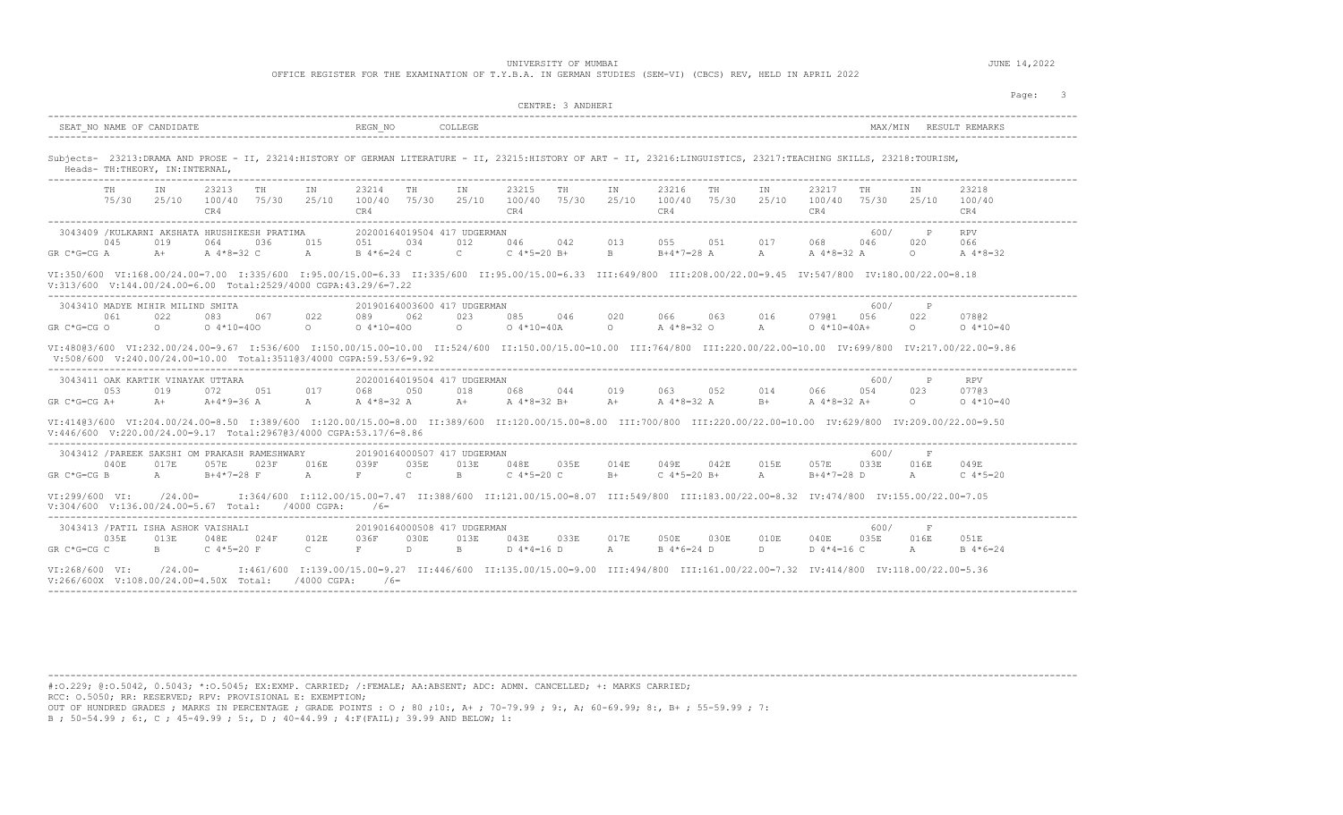UNIVERSITY OF MUMBAI

OFFICE REGISTER FOR THE EXAMINATION OF T.Y.B.A. IN GERMAN STUDIES (SEM-VI) (CBCS) REV, HELD IN APRIL 2022

JUNE 14,2022

CENTRE: 3 ANDHERI

| SEAT_NO | NAME OF CANDIDATE | REGN_NO | COLLEGE | MAX/MIN | RESULT | REMARKS |
|---|---|---|---|---|---|---|

Subjects- 23213:DRAMA AND PROSE - II, 23214:HISTORY OF GERMAN LITERATURE - II, 23215:HISTORY OF ART - II, 23216:LINGUISTICS, 23217:TEACHING SKILLS, 23218:TOURISM,
Heads- TH:THEORY, IN:INTERNAL,

| | TH 75/30 | IN 25/10 | 23213 100/40 CR4 | TH 75/30 | IN 25/10 | 23214 100/40 CR4 | TH 75/30 | IN 25/10 | 23215 100/40 CR4 | TH 75/30 | IN 25/10 | 23216 100/40 CR4 | TH 75/30 | IN 25/10 | 23217 100/40 CR4 | TH 75/30 | IN 25/10 | 23218 100/40 CR4 |
|---|---|---|---|---|---|---|---|---|---|---|---|---|---|---|---|---|---|---|
| **3043409 /KULKARNI AKSHATA HRUSHIKESH PRATIMA** — 2020016401950​4 417 UDGERMAN — 600/ P RPV | 045 | 019 | 064 | 036 | 015 | 051 | 034 | 012 | 046 | 042 | 013 | 055 | 051 | 017 | 068 | 046 | 020 | 066 |
| GR C*G=CG | A | A+ | A 4*8=32 | C | A | B 4*6=24 | C | C | C 4*5=20 | B+ | B | B+4*7=28 | A | A | A 4*8=32 | A | O | A 4*8=32 |

VI:350/600 VI:168.00/24.00=7.00 I:335/600 I:95.00/15.00=6.33 II:335/600 II:95.00/15.00=6.33 III:649/800 III:208.00/22.00=9.45 IV:547/800 IV:180.00/22.00=8.18
V:313/600 V:144.00/24.00=6.00 Total:2529/4000 CGPA:43.29/6=7.22

| | TH | IN | 23213 | TH | IN | 23214 | TH | IN | 23215 | TH | IN | 23216 | TH | IN | 23217 | TH | IN | 23218 |
|---|---|---|---|---|---|---|---|---|---|---|---|---|---|---|---|---|---|---|
| **3043410 MADYE MIHIR MILIND SMITA** — 2019016400360​0 417 UDGERMAN — 600/ P | 061 | 022 | 083 | 067 | 022 | 089 | 062 | 023 | 085 | 046 | 020 | 066 | 063 | 016 | 079@1 | 056 | 022 | 078@2 |
| GR C*G=CG | O | O | O 4*10=40 | O | O | O 4*10=40 | O | O | O 4*10=40 | A | O | A 4*8=32 | O | A | O 4*10=40 | A+ | O | O 4*10=40 |

VI:480@3/600 VI:232.00/24.00=9.67 I:536/600 I:150.00/15.00=10.00 II:524/600 II:150.00/15.00=10.00 III:764/800 III:220.00/22.00=10.00 IV:699/800 IV:217.00/22.00=9.86
V:508/600 V:240.00/24.00=10.00 Total:3511@3/4000 CGPA:59.53/6=9.92

| | TH | IN | 23213 | TH | IN | 23214 | TH | IN | 23215 | TH | IN | 23216 | TH | IN | 23217 | TH | IN | 23218 |
|---|---|---|---|---|---|---|---|---|---|---|---|---|---|---|---|---|---|---|
| **3043411 OAK KARTIK VINAYAK UTTARA** — 2020016401950​4 417 UDGERMAN — 600/ P RPV | 053 | 019 | 072 | 051 | 017 | 068 | 050 | 018 | 068 | 044 | 019 | 063 | 052 | 014 | 066 | 054 | 023 | 077@3 |
| GR C*G=CG | A+ | A+ | A+4*9=36 | A | A | A 4*8=32 | A | A+ | A 4*8=32 | B+ | A+ | A 4*8=32 | A | B+ | A 4*8=32 | A+ | O | O 4*10=40 |

VI:414@3/600 VI:204.00/24.00=8.50 I:389/600 I:120.00/15.00=8.00 II:389/600 II:120.00/15.00=8.00 III:700/800 III:220.00/22.00=10.00 IV:629/800 IV:209.00/22.00=9.50
V:446/600 V:220.00/24.00=9.17 Total:2967@3/4000 CGPA:53.17/6=8.86

| | TH | IN | 23213 | TH | IN | 23214 | TH | IN | 23215 | TH | IN | 23216 | TH | IN | 23217 | TH | IN | 23218 |
|---|---|---|---|---|---|---|---|---|---|---|---|---|---|---|---|---|---|---|
| **3043412 /PAREEK SAKSHI OM PRAKASH RAMESHWARY** — 2019016400050​7 417 UDGERMAN — 600/ F | 040E | 017E | 057E | 023F | 016E | 039F | 035E | 013E | 048E | 035E | 014E | 049E | 042E | 015E | 057E | 033E | 016E | 049E |
| GR C*G=CG | B | A | B+4*7=28 | F | A | F | C | B | C 4*5=20 | C | B+ | C 4*5=20 | B+ | A | B+4*7=28 | D | A | C 4*5=20 |

VI:299/600 VI: /24.00= I:364/600 I:112.00/15.00=7.47 II:388/600 II:121.00/15.00=8.07 III:549/800 III:183.00/22.00=8.32 IV:474/800 IV:155.00/22.00=7.05
V:304/600 V:136.00/24.00=5.67 Total: /4000 CGPA: /6=

| | TH | IN | 23213 | TH | IN | 23214 | TH | IN | 23215 | TH | IN | 23216 | TH | IN | 23217 | TH | IN | 23218 |
|---|---|---|---|---|---|---|---|---|---|---|---|---|---|---|---|---|---|---|
| **3043413 /PATIL ISHA ASHOK VAISHALI** — 2019016400050​8 417 UDGERMAN — 600/ F | 035E | 013E | 048E | 024F | 012E | 036F | 030E | 013E | 043E | 033E | 017E | 050E | 030E | 010E | 040E | 035E | 016E | 051E |
| GR C*G=CG | C | B | C 4*5=20 | F | C | F | D | B | D 4*4=16 | D | A | B 4*6=24 | D | D | D 4*4=16 | C | A | B 4*6=24 |

VI:268/600 VI: /24.00= I:461/600 I:139.00/15.00=9.27 II:446/600 II:135.00/15.00=9.00 III:494/800 III:161.00/22.00=7.32 IV:414/800 IV:118.00/22.00=5.36
V:266/600X V:108.00/24.00=4.50X Total: /4000 CGPA: /6=

#:O.229; @:O.5042, 0.5043; *:O.5045; EX:EXMP. CARRIED; /:FEMALE; AA:ABSENT; ADC: ADMN. CANCELLED; +: MARKS CARRIED;
RCC: O.5050; RR: RESERVED; RPV: PROVISIONAL E: EXEMPTION;
OUT OF HUNDRED GRADES ; MARKS IN PERCENTAGE ; GRADE POINTS : O ; 80 ;10:, A+ ; 70-79.99 ; 9:, A; 60-69.99; 8:, B+ ; 55-59.99 ; 7:
B ; 50-54.99 ; 6:, C ; 45-49.99 ; 5:, D ; 40-44.99 ; 4:F(FAIL); 39.99 AND BELOW; 1: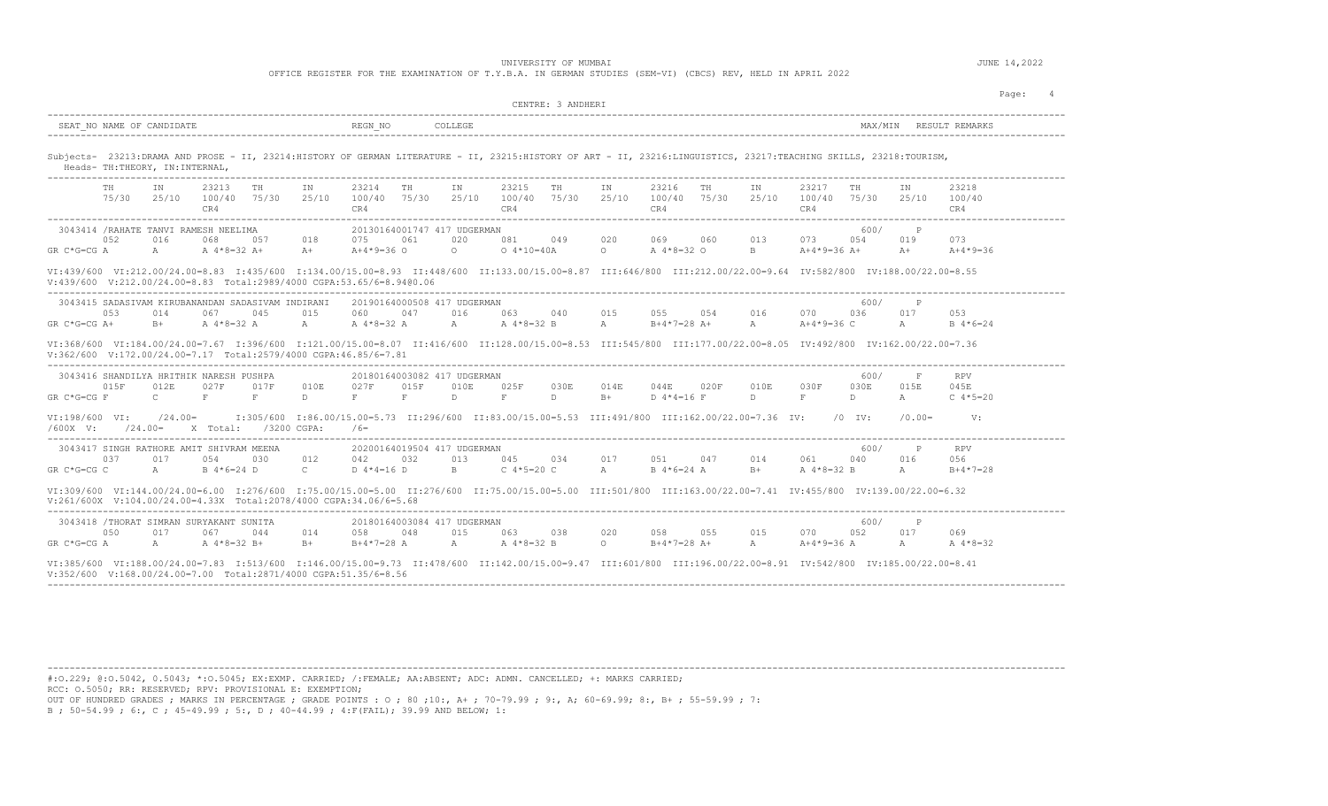UNIVERSITY OF MUMBAI

OFFICE REGISTER FOR THE EXAMINATION OF T.Y.B.A. IN GERMAN STUDIES (SEM-VI) (CBCS) REV, HELD IN APRIL 2022

JUNE 14,2022

CENTRE: 3 ANDHERI

| SEAT_NO | NAME OF CANDIDATE | REGN_NO | COLLEGE | MAX/MIN | RESULT | REMARKS |
|---|---|---|---|---|---|---|

Subjects- 23213:DRAMA AND PROSE - II, 23214:HISTORY OF GERMAN LITERATURE - II, 23215:HISTORY OF ART - II, 23216:LINGUISTICS, 23217:TEACHING SKILLS, 23218:TOURISM,
Heads- TH:THEORY, IN:INTERNAL,

| | TH 75/30 | IN 25/10 | 23213 100/40 CR4 | TH 75/30 | IN 25/10 | 23214 100/40 CR4 | TH 75/30 | IN 25/10 | 23215 100/40 CR4 | TH 75/30 | IN 25/10 | 23216 100/40 CR4 | TH 75/30 | IN 25/10 | 23217 100/40 CR4 | TH 75/30 | IN 25/10 | 23218 100/40 CR4 |
|---|---|---|---|---|---|---|---|---|---|---|---|---|---|---|---|---|---|---|
| 3043414 /RAHATE TANVI RAMESH NEELIMA — 20130164001747 417 UDGERMAN — 600/ P | 052 | 016 | 068 | 057 | 018 | 075 | 061 | 020 | 081 | 049 | 020 | 069 | 060 | 013 | 073 | 054 | 019 | 073 |
| GR C*G=CG | A | A | A 4*8=32 | A+ | A+ | A+4*9=36 | O | O | O 4*10=40 | A | O | A 4*8=32 | O | B | A+4*9=36 | A+ | A+ | A+4*9=36 |
| 3043415 SADASIVAM KIRUBANANDAN SADASIVAM INDIRANI — 20190164000508 417 UDGERMAN — 600/ P | 053 | 014 | 067 | 045 | 015 | 060 | 047 | 016 | 063 | 040 | 015 | 055 | 054 | 016 | 070 | 036 | 017 | 053 |
| GR C*G=CG | A+ | B+ | A 4*8=32 | A | A | A 4*8=32 | A | A | A 4*8=32 | B | A | B+4*7=28 | A+ | A | A+4*9=36 | C | A | B 4*6=24 |
| 3043416 SHANDILYA HRITHIK NARESH PUSHPA — 20180164003082 417 UDGERMAN — 600/ F RPV | 015F | 012E | 027F | 017F | 010E | 027F | 015F | 010E | 025F | 030E | 014E | 044E | 020F | 010E | 030F | 030E | 015E | 045E |
| GR C*G=CG | F | C | F | F | D | F | F | D | F | D | B+ | D 4*4=16 | F | D | F | D | A | C 4*5=20 |
| 3043417 SINGH RATHORE AMIT SHIVRAM MEENA — 20200164019504 417 UDGERMAN — 600/ P RPV | 037 | 017 | 054 | 030 | 012 | 042 | 032 | 013 | 045 | 034 | 017 | 051 | 047 | 014 | 061 | 040 | 016 | 056 |
| GR C*G=CG | C | A | B 4*6=24 | D | C | D 4*4=16 | D | B | C 4*5=20 | C | A | B 4*6=24 | A | B+ | A 4*8=32 | B | A | B+4*7=28 |
| 3043418 /THORAT SIMRAN SURYAKANT SUNITA — 20180164003084 417 UDGERMAN — 600/ P | 050 | 017 | 067 | 044 | 014 | 058 | 048 | 015 | 063 | 038 | 020 | 058 | 055 | 015 | 070 | 052 | 017 | 069 |
| GR C*G=CG | A | A | A 4*8=32 | B+ | B+ | B+4*7=28 | A | A | A 4*8=32 | B | O | B+4*7=28 | A+ | A | A+4*9=36 | A | A | A 4*8=32 |

3043414: VI:439/600 VI:212.00/24.00=8.83 I:435/600 I:134.00/15.00=8.93 II:448/600 II:133.00/15.00=8.87 III:646/800 III:212.00/22.00=9.64 IV:582/800 IV:188.00/22.00=8.55
V:439/600 V:212.00/24.00=8.83 Total:2989/4000 CGPA:53.65/6=8.94@0.06

3043415: VI:368/600 VI:184.00/24.00=7.67 I:396/600 I:121.00/15.00=8.07 II:416/600 II:128.00/15.00=8.53 III:545/800 III:177.00/22.00=8.05 IV:492/800 IV:162.00/22.00=7.36
V:362/600 V:172.00/24.00=7.17 Total:2579/4000 CGPA:46.85/6=7.81

3043416: VI:198/600 VI: /24.00= I:305/600 I:86.00/15.00=5.73 II:296/600 II:83.00/15.00=5.53 III:491/800 III:162.00/22.00=7.36 IV: /0 IV: /0.00= V:
/600X V: /24.00= X Total: /3200 CGPA: /6=

3043417: VI:309/600 VI:144.00/24.00=6.00 I:276/600 I:75.00/15.00=5.00 II:276/600 II:75.00/15.00=5.00 III:501/800 III:163.00/22.00=7.41 IV:455/800 IV:139.00/22.00=6.32
V:261/600X V:104.00/24.00=4.33X Total:2078/4000 CGPA:34.06/6=5.68

3043418: VI:385/600 VI:188.00/24.00=7.83 I:513/600 I:146.00/15.00=9.73 II:478/600 II:142.00/15.00=9.47 III:601/800 III:196.00/22.00=8.91 IV:542/800 IV:185.00/22.00=8.41
V:352/600 V:168.00/24.00=7.00 Total:2871/4000 CGPA:51.35/6=8.56

#:O.229; @:O.5042, 0.5043; *:O.5045; EX:EXMP. CARRIED; /:FEMALE; AA:ABSENT; ADC: ADMN. CANCELLED; +: MARKS CARRIED;
RCC: O.5050; RR: RESERVED; RPV: PROVISIONAL E: EXEMPTION;
OUT OF HUNDRED GRADES ; MARKS IN PERCENTAGE ; GRADE POINTS : O ; 80 ;10:, A+ ; 70-79.99 ; 9:, A; 60-69.99; 8:, B+ ; 55-59.99 ; 7:
B ; 50-54.99 ; 6:, C ; 45-49.99 ; 5:, D ; 40-44.99 ; 4:F(FAIL); 39.99 AND BELOW; 1: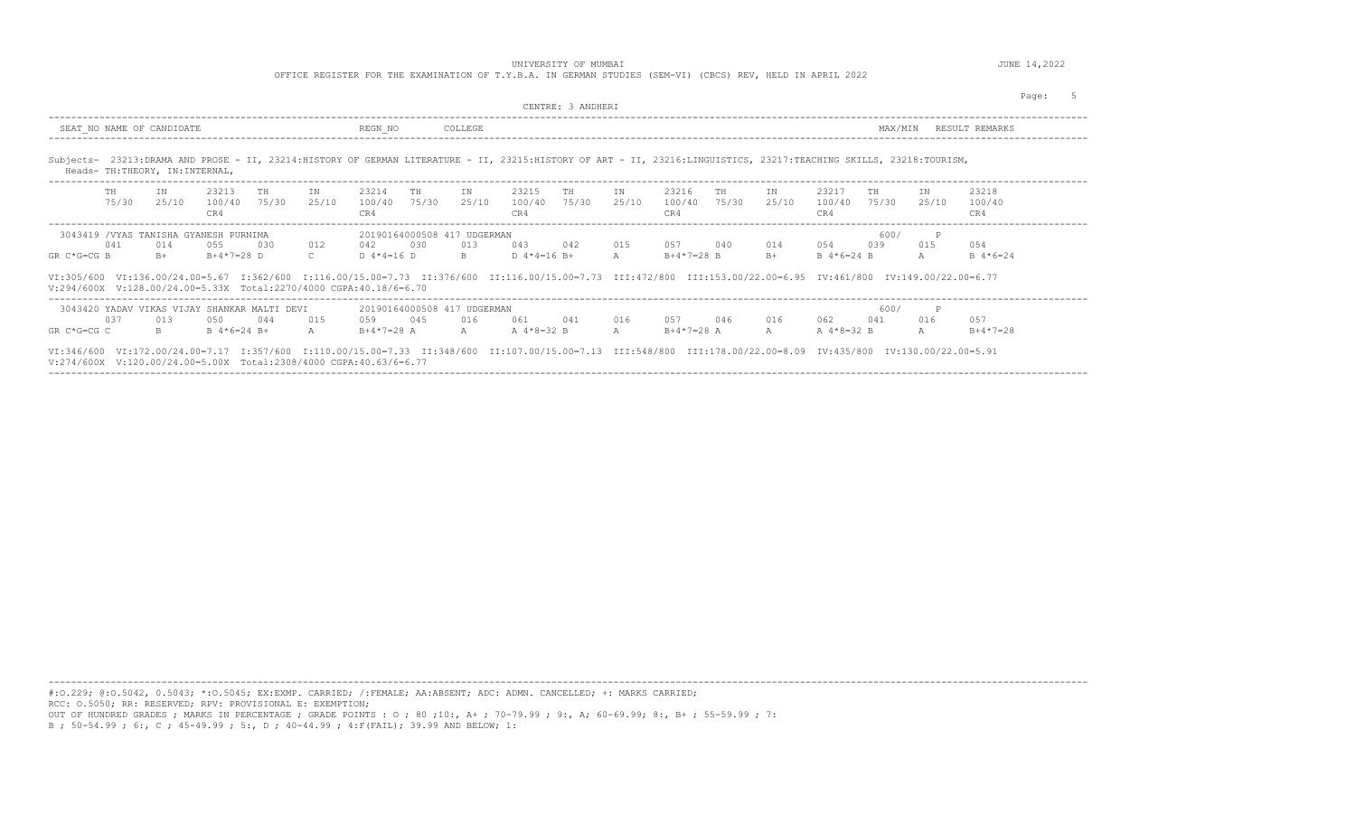UNIVERSITY OF MUMBAI

OFFICE REGISTER FOR THE EXAMINATION OF T.Y.B.A. IN GERMAN STUDIES (SEM-VI) (CBCS) REV, HELD IN APRIL 2022

JUNE 14,2022

CENTRE: 3 ANDHERI

| SEAT_NO | NAME OF CANDIDATE | REGN_NO | COLLEGE | MAX/MIN | RESULT REMARKS |
|---|---|---|---|---|---|

Subjects- 23213:DRAMA AND PROSE - II, 23214:HISTORY OF GERMAN LITERATURE - II, 23215:HISTORY OF ART - II, 23216:LINGUISTICS, 23217:TEACHING SKILLS, 23218:TOURISM,
Heads- TH:THEORY, IN:INTERNAL,

| | TH 75/30 | IN 25/10 | 23213 100/40 CR4 | TH 75/30 | IN 25/10 | 23214 100/40 CR4 | TH 75/30 | IN 25/10 | 23215 100/40 CR4 | TH 75/30 | IN 25/10 | 23216 100/40 CR4 | TH 75/30 | IN 25/10 | 23217 100/40 CR4 | TH 75/30 | IN 25/10 | 23218 100/40 CR4 |
|---|---|---|---|---|---|---|---|---|---|---|---|---|---|---|---|---|---|---|
| 3043419 /VYAS TANISHA GYANESH PURNIMA — 20190164000508 417 UDGERMAN — 600/ P | 041 | 014 | 055 | 030 | 012 | 042 | 030 | 013 | 043 | 042 | 015 | 057 | 040 | 014 | 054 | 039 | 015 | 054 |
| GR C*G=CG | B | B+ | B+4*7=28 | D | C | D 4*4=16 | D | B | D 4*4=16 | B+ | A | B+4*7=28 | B | B+ | B 4*6=24 | B | A | B 4*6=24 |
| 3043420 YADAV VIKAS VIJAY SHANKAR MALTI DEVI — 20190164000508 417 UDGERMAN — 600/ P | 037 | 013 | 050 | 044 | 015 | 059 | 045 | 016 | 061 | 041 | 016 | 057 | 046 | 016 | 062 | 041 | 016 | 057 |
| GR C*G=CG | C | B | B 4*6=24 | B+ | A | B+4*7=28 | A | A | A 4*8=32 | B | A | B+4*7=28 | A | A | A 4*8=32 | B | A | B+4*7=28 |

3043419: VI:305/600 VI:136.00/24.00=5.67 I:362/600 I:116.00/15.00=7.73 II:376/600 II:116.00/15.00=7.73 III:472/800 III:153.00/22.00=6.95 IV:461/800 IV:149.00/22.00=6.77
V:294/600X V:128.00/24.00=5.33X Total:2270/4000 CGPA:40.18/6=6.70

3043420: VI:346/600 VI:172.00/24.00=7.17 I:357/600 I:110.00/15.00=7.33 II:348/600 II:107.00/15.00=7.13 III:548/800 III:178.00/22.00=8.09 IV:435/800 IV:130.00/22.00=5.91
V:274/600X V:120.00/24.00=5.00X Total:2308/4000 CGPA:40.63/6=6.77

#:O.229; @:O.5042, 0.5043; *:O.5045; EX:EXMP. CARRIED; /:FEMALE; AA:ABSENT; ADC: ADMN. CANCELLED; +: MARKS CARRIED;
RCC: O.5050; RR: RESERVED; RPV: PROVISIONAL E: EXEMPTION;
OUT OF HUNDRED GRADES ; MARKS IN PERCENTAGE ; GRADE POINTS : O ; 80 ;10:, A+ ; 70-79.99 ; 9:, A; 60-69.99; 8:, B+ ; 55-59.99 ; 7:
B ; 50-54.99 ; 6:, C ; 45-49.99 ; 5:, D ; 40-44.99 ; 4:F(FAIL); 39.99 AND BELOW; 1: